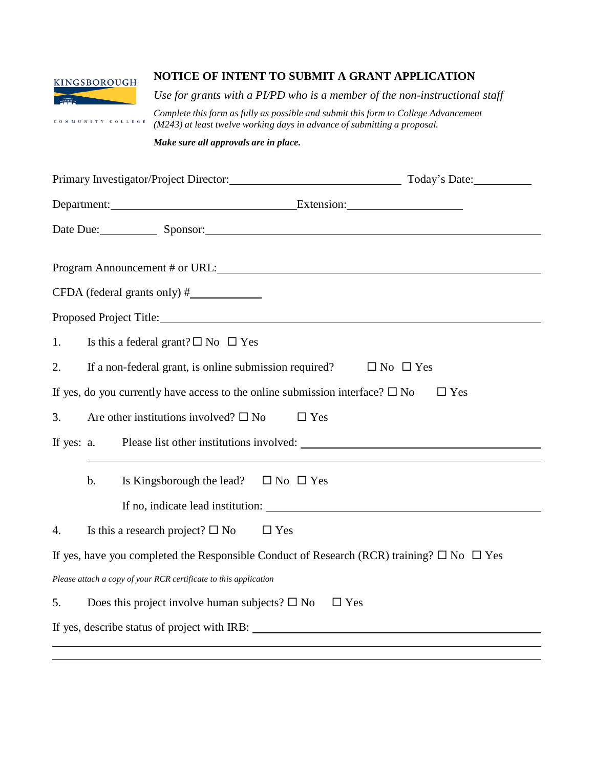KINGSBOROUGH

COMMUNITY COLLEGE

## NOTICE OF INTENT TO SUBMIT A GRANT APPLICATION

*Use for grants with a PI/PD who is a member of the non-instructional staff*

*Complete this form as fully as possible and submit this form to College Advancement (M243) at least twelve working days in advance of submitting a proposal.*

***Make sure all approvals are in place.***

Primary Investigator/Project Director: ______________________________ Today's Date: __________

Department: ______________________________ Extension: ____________________

Date Due: __________ Sponsor: ____________________________________________________________

Program Announcement # or URL: ___________________________________________________

CFDA (federal grants only) # ____________

Proposed Project Title: ____________________________________________________________

1. Is this a federal grant? ☐ No ☐ Yes

2. If a non-federal grant, is online submission required? ☐ No ☐ Yes

If yes, do you currently have access to the online submission interface? ☐ No ☐ Yes

3. Are other institutions involved? ☐ No ☐ Yes

If yes: a. Please list other institutions involved: ________________________________________

______________________________________________________________________

b. Is Kingsborough the lead? ☐ No ☐ Yes

If no, indicate lead institution: ______________________________________________

4. Is this a research project? ☐ No ☐ Yes

If yes, have you completed the Responsible Conduct of Research (RCR) training? ☐ No ☐ Yes

*Please attach a copy of your RCR certificate to this application*

5. Does this project involve human subjects? ☐ No ☐ Yes

If yes, describe status of project with IRB: ________________________________________________

______________________________________________________________________

______________________________________________________________________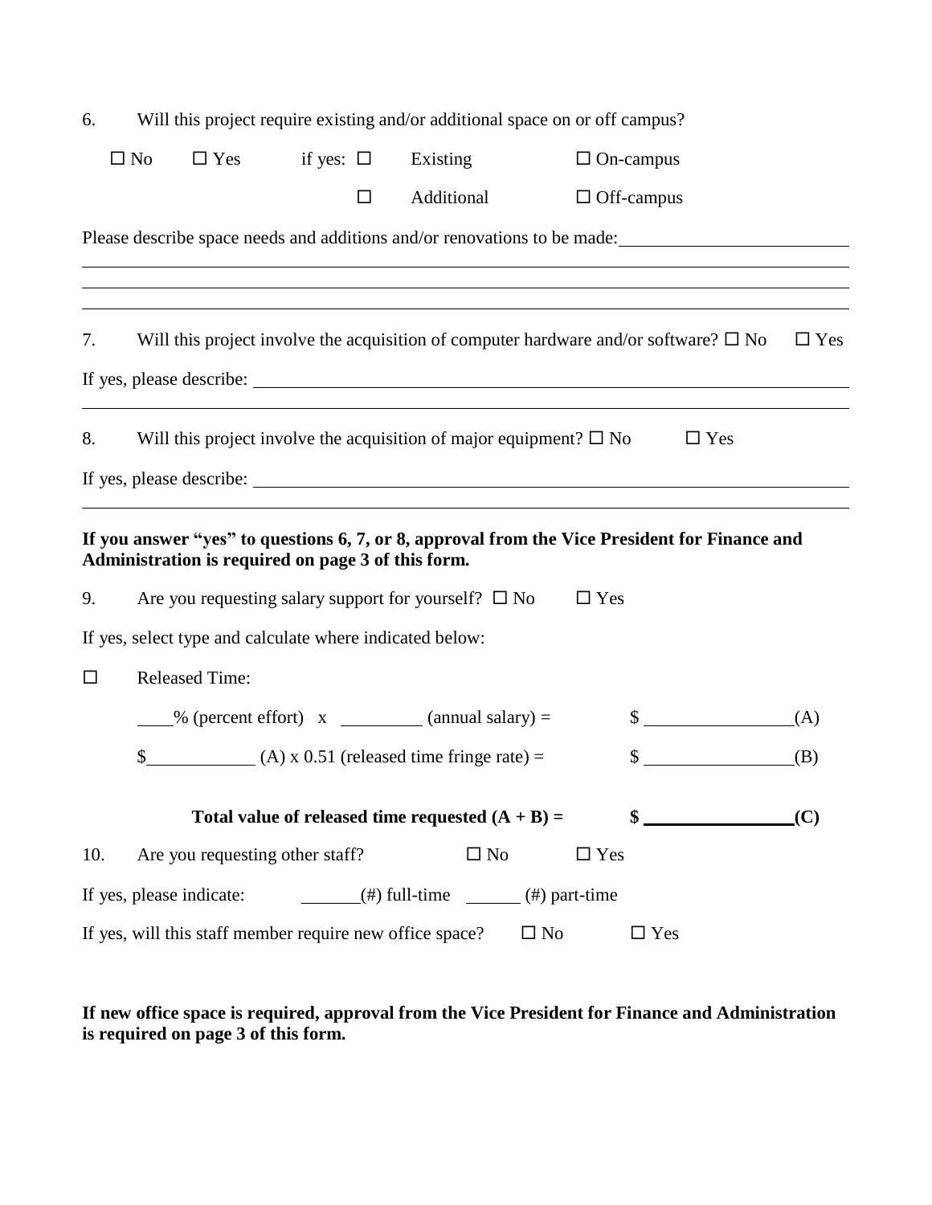6. Will this project require existing and/or additional space on or off campus?

☐ No ☐ Yes if yes: ☐ Existing ☐ On-campus

☐ Additional ☐ Off-campus

Please describe space needs and additions and/or renovations to be made: ______________________

_______________________________________________________________________________

_______________________________________________________________________________

_______________________________________________________________________________

7. Will this project involve the acquisition of computer hardware and/or software? ☐ No ☐ Yes

If yes, please describe: ____________________________________________________________

_______________________________________________________________________________

8. Will this project involve the acquisition of major equipment? ☐ No ☐ Yes

If yes, please describe: ____________________________________________________________

_______________________________________________________________________________

**If you answer "yes" to questions 6, 7, or 8, approval from the Vice President for Finance and Administration is required on page 3 of this form.**

9. Are you requesting salary support for yourself? ☐ No ☐ Yes

If yes, select type and calculate where indicated below:

☐ Released Time:

____% (percent effort) x _________ (annual salary) = $ ________________(A)

$____________ (A) x 0.51 (released time fringe rate) = $ ________________(B)

**Total value of released time requested (A + B) = $ ________________(C)**

10. Are you requesting other staff? ☐ No ☐ Yes

If yes, please indicate: _______(#) full-time ______ (#) part-time

If yes, will this staff member require new office space? ☐ No ☐ Yes

**If new office space is required, approval from the Vice President for Finance and Administration is required on page 3 of this form.**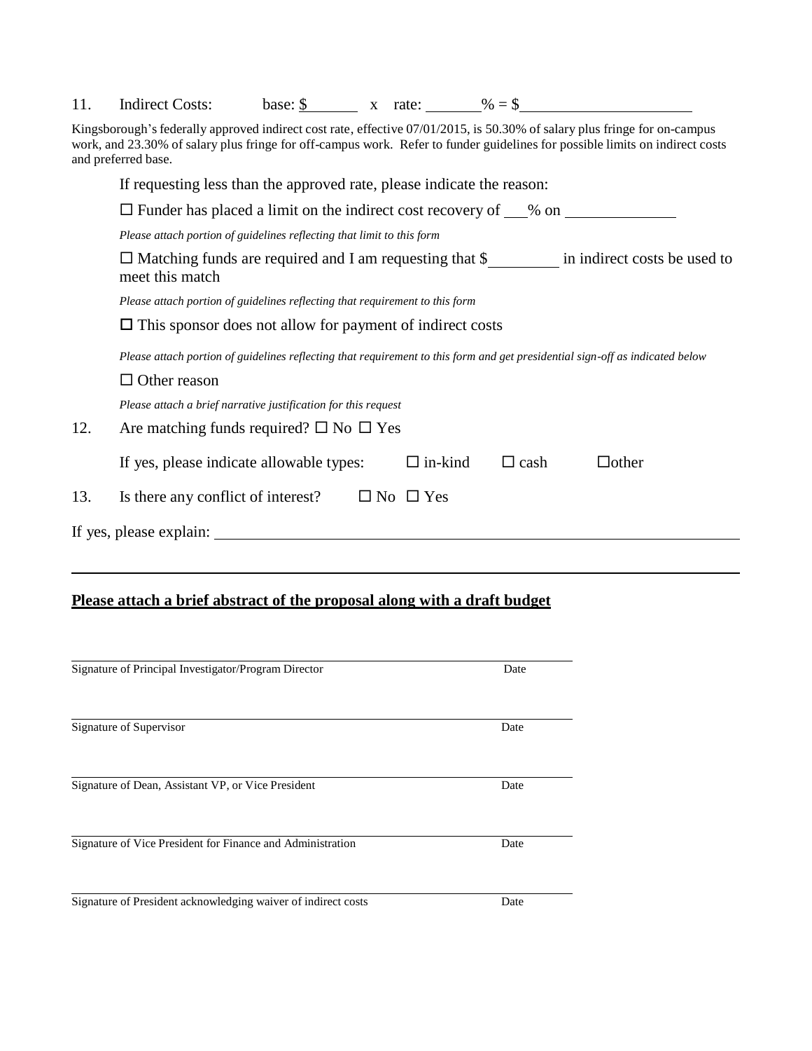11. Indirect Costs: base: $\_\_\_\_\_\_\_ x rate: \_\_\_\_\_\_\_% = $\_\_\_\_\_\_\_\_\_\_\_\_\_\_\_\_\_\_\_\_\_\_

Kingsborough's federally approved indirect cost rate, effective 07/01/2015, is 50.30% of salary plus fringe for on-campus work, and 23.30% of salary plus fringe for off-campus work. Refer to funder guidelines for possible limits on indirect costs and preferred base.

If requesting less than the approved rate, please indicate the reason:

☐ Funder has placed a limit on the indirect cost recovery of \_\_\_% on \_\_\_\_\_\_\_\_\_\_\_\_\_\_

*Please attach portion of guidelines reflecting that limit to this form*

☐ Matching funds are required and I am requesting that $\_\_\_\_\_\_\_\_\_ in indirect costs be used to meet this match

*Please attach portion of guidelines reflecting that requirement to this form*

☐ This sponsor does not allow for payment of indirect costs

*Please attach portion of guidelines reflecting that requirement to this form and get presidential sign-off as indicated below*

☐ Other reason

*Please attach a brief narrative justification for this request*

12. Are matching funds required? ☐ No ☐ Yes

If yes, please indicate allowable types: ☐ in-kind ☐ cash ☐other

13. Is there any conflict of interest? ☐ No ☐ Yes

If yes, please explain: \_\_\_\_\_\_\_\_\_\_\_\_\_\_\_\_\_\_\_\_\_\_\_\_\_\_\_\_\_\_\_\_\_\_\_\_\_\_\_\_\_\_\_\_\_\_\_\_\_\_\_\_\_\_\_\_\_\_\_\_\_\_\_\_\_\_\_\_\_\_

---

**<u>Please attach a brief abstract of the proposal along with a draft budget</u>**

\_\_\_\_\_\_\_\_\_\_\_\_\_\_\_\_\_\_\_\_\_\_\_\_\_\_\_\_\_\_\_\_\_\_\_\_\_\_\_\_\_\_\_\_\_\_\_\_\_\_\_\_\_\_\_\_\_\_\_\_\_\_\_\_\_\_\_\_\_\_

Signature of Principal Investigator/Program Director Date

\_\_\_\_\_\_\_\_\_\_\_\_\_\_\_\_\_\_\_\_\_\_\_\_\_\_\_\_\_\_\_\_\_\_\_\_\_\_\_\_\_\_\_\_\_\_\_\_\_\_\_\_\_\_\_\_\_\_\_\_\_\_\_\_\_\_\_\_\_\_

Signature of Supervisor Date

\_\_\_\_\_\_\_\_\_\_\_\_\_\_\_\_\_\_\_\_\_\_\_\_\_\_\_\_\_\_\_\_\_\_\_\_\_\_\_\_\_\_\_\_\_\_\_\_\_\_\_\_\_\_\_\_\_\_\_\_\_\_\_\_\_\_\_\_\_\_

Signature of Dean, Assistant VP, or Vice President Date

\_\_\_\_\_\_\_\_\_\_\_\_\_\_\_\_\_\_\_\_\_\_\_\_\_\_\_\_\_\_\_\_\_\_\_\_\_\_\_\_\_\_\_\_\_\_\_\_\_\_\_\_\_\_\_\_\_\_\_\_\_\_\_\_\_\_\_\_\_\_

Signature of Vice President for Finance and Administration Date

\_\_\_\_\_\_\_\_\_\_\_\_\_\_\_\_\_\_\_\_\_\_\_\_\_\_\_\_\_\_\_\_\_\_\_\_\_\_\_\_\_\_\_\_\_\_\_\_\_\_\_\_\_\_\_\_\_\_\_\_\_\_\_\_\_\_\_\_\_\_

Signature of President acknowledging waiver of indirect costs Date